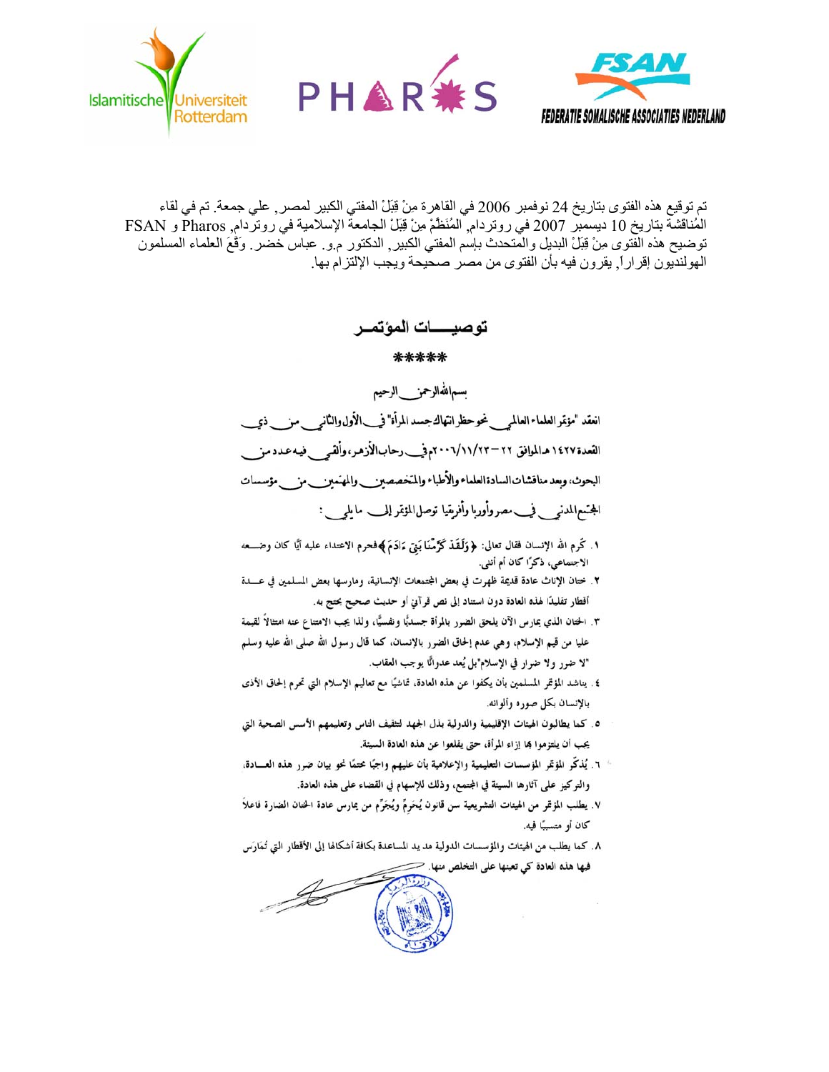Islamitische Universiteit Rotterdam

PHAROS

FSAN
FEDERATIE SOMALISCHE ASSOCIATIES NEDERLAND

تم توقيع هذه الفتوى بتاريخ 24 نوفمبر 2006 في القاهرة مِنْ قِبَلْ المفتي الكبير لمصر, علي جمعة. تم في لقاء المُناقشة بتاريخ 10 ديسمبر 2007 في روتردام, المُنَظَّمْ مِنْ قِبَلْ الجامعة الإسلامية في روتردام, Pharos و FSAN توضيح هذه الفتوى مِنْ قِبَلْ البديل والمتحدث بإسم المفتي الكبير, الدكتور م.و. عباس خضر. وَقَّعَ العلماء المسلمون الهولنديون إقراراً, يقرون فيه بأن الفتوى من مصر صحيحة ويجب الإلتزام بها.

## توصيـــات المؤتمـر

\*\*\*\*\*

بسم الله الرحمن الرحيم

انعقد "مؤتمر العلماء العالمي نحو حظر انتهاك جسد المرأة" في الأول والثاني من ذي القعدة ١٤٢٧هـ الموافق ٢٢–٢٣/١١/٢٠٠٦م في رحاب الأزهر، وألقي فيه عدد من البحوث، وبعد مناقشات السادة العلماء والأطباء والمتخصصين والمهتمين من مؤسسات المجتمع المدني في مصر وأوربا وأفريقيا توصل المؤتمر إلى ما يلي:

١. كرّم الله الإنسان فقال تعالى: ﴿وَلَقَدْ كَرَّمْنَا بَنِيٓ ءَادَمَ﴾ فحرم الاعتداء عليه أيًّا كان وضعه الاجتماعي، ذكرًا كان أم أنثى.

٢. ختان الإناث عادة قديمة ظهرت في بعض المجتمعات الإنسانية، ومارسها بعض المسلمين في عدة أقطار تقليدًا لهذه العادة دون استناد إلى نص قرآني أو حديث صحيح يحتج به.

٣. الختان الذي يمارس الآن يلحق الضرر بالمرأة جسديًّا ونفسيًّا، ولذا يجب الامتناع عنه امتثالاً لقيمة عليا من قيم الإسلام، وهي عدم إلحاق الضرر بالإنسان، كما قال رسول الله صلى الله عليه وسلم "لا ضرر ولا ضرار في الإسلام" بل يُعد عدوانًا يوجب العقاب.

٤. يناشد المؤتمر المسلمين بأن يكفوا عن هذه العادة، تماشيًا مع تعاليم الإسلام التي تحرم إلحاق الأذى بالإنسان بكل صوره وألوانه.

٥. كما يطالبون الهيئات الإقليمية والدولية بذل الجهد لتثقيف الناس وتعليمهم الأسس الصحية التي يجب أن يلتزموا بها إزاء المرأة، حتى يقلعوا عن هذه العادة السيئة.

٦. يُذكّر المؤتمر المؤسسات التعليمية والإعلامية بأن عليهم واجبًا محتمًا نحو بيان ضرر هذه العادة، والتركيز على آثارها السيئة في المجتمع، وذلك للإسهام في القضاء على هذه العادة.

٧. يطلب المؤتمر من الهيئات التشريعية سن قانون يُحرِمّ ويُجرِّم من يمارس عادة الختان الضارة فاعلاً كان أو متسببًا فيه.

٨. كما يطلب من الهيئات والمؤسسات الدولية مد يد المساعدة بكافة أشكالها إلى الأقطار التي تُمَارَس فيها هذه العادة كي تعينها على التخلص منها.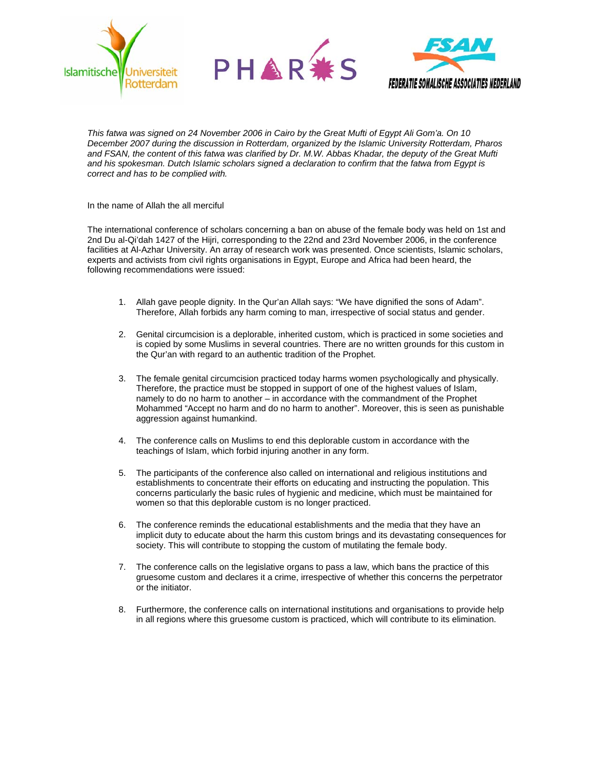*This fatwa was signed on 24 November 2006 in Cairo by the Great Mufti of Egypt Ali Gom'a. On 10 December 2007 during the discussion in Rotterdam, organized by the Islamic University Rotterdam, Pharos and FSAN, the content of this fatwa was clarified by Dr. M.W. Abbas Khadar, the deputy of the Great Mufti and his spokesman. Dutch Islamic scholars signed a declaration to confirm that the fatwa from Egypt is correct and has to be complied with.*

In the name of Allah the all merciful

The international conference of scholars concerning a ban on abuse of the female body was held on 1st and 2nd Du al-Qi'dah 1427 of the Hijri, corresponding to the 22nd and 23rd November 2006, in the conference facilities at Al-Azhar University. An array of research work was presented. Once scientists, Islamic scholars, experts and activists from civil rights organisations in Egypt, Europe and Africa had been heard, the following recommendations were issued:

1. Allah gave people dignity. In the Qur'an Allah says: "We have dignified the sons of Adam". Therefore, Allah forbids any harm coming to man, irrespective of social status and gender.

2. Genital circumcision is a deplorable, inherited custom, which is practiced in some societies and is copied by some Muslims in several countries. There are no written grounds for this custom in the Qur'an with regard to an authentic tradition of the Prophet.

3. The female genital circumcision practiced today harms women psychologically and physically. Therefore, the practice must be stopped in support of one of the highest values of Islam, namely to do no harm to another – in accordance with the commandment of the Prophet Mohammed "Accept no harm and do no harm to another". Moreover, this is seen as punishable aggression against humankind.

4. The conference calls on Muslims to end this deplorable custom in accordance with the teachings of Islam, which forbid injuring another in any form.

5. The participants of the conference also called on international and religious institutions and establishments to concentrate their efforts on educating and instructing the population. This concerns particularly the basic rules of hygienic and medicine, which must be maintained for women so that this deplorable custom is no longer practiced.

6. The conference reminds the educational establishments and the media that they have an implicit duty to educate about the harm this custom brings and its devastating consequences for society. This will contribute to stopping the custom of mutilating the female body.

7. The conference calls on the legislative organs to pass a law, which bans the practice of this gruesome custom and declares it a crime, irrespective of whether this concerns the perpetrator or the initiator.

8. Furthermore, the conference calls on international institutions and organisations to provide help in all regions where this gruesome custom is practiced, which will contribute to its elimination.